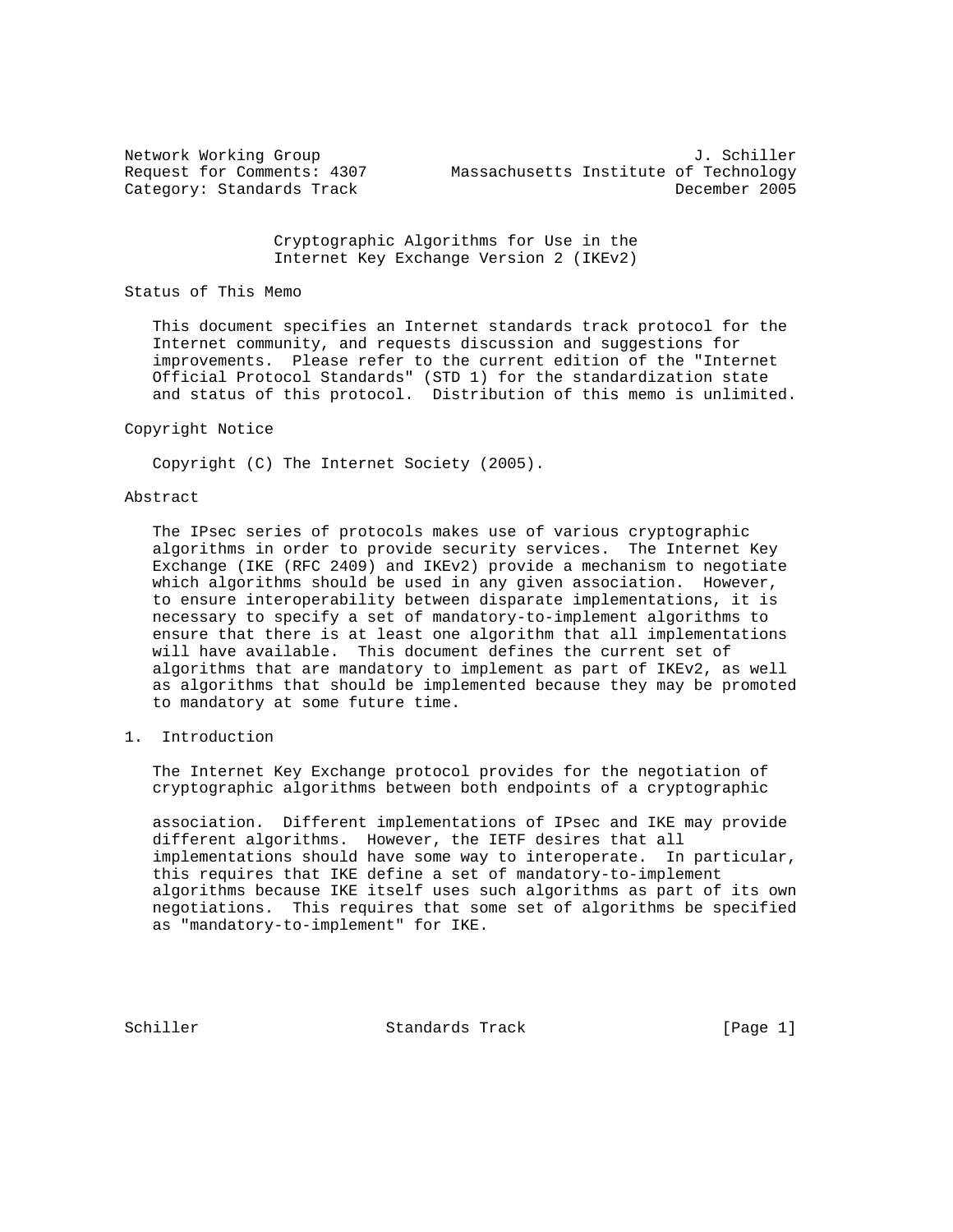Network Working Group J. Schiller
Request for Comments: 4307 Massachusetts Institute of Technology
Category: Standards Track December 2005

# Cryptographic Algorithms for Use in the Internet Key Exchange Version 2 (IKEv2)

## Status of This Memo

This document specifies an Internet standards track protocol for the Internet community, and requests discussion and suggestions for improvements. Please refer to the current edition of the "Internet Official Protocol Standards" (STD 1) for the standardization state and status of this protocol. Distribution of this memo is unlimited.

## Copyright Notice

Copyright (C) The Internet Society (2005).

## Abstract

The IPsec series of protocols makes use of various cryptographic algorithms in order to provide security services. The Internet Key Exchange (IKE (RFC 2409) and IKEv2) provide a mechanism to negotiate which algorithms should be used in any given association. However, to ensure interoperability between disparate implementations, it is necessary to specify a set of mandatory-to-implement algorithms to ensure that there is at least one algorithm that all implementations will have available. This document defines the current set of algorithms that are mandatory to implement as part of IKEv2, as well as algorithms that should be implemented because they may be promoted to mandatory at some future time.

## 1. Introduction

The Internet Key Exchange protocol provides for the negotiation of cryptographic algorithms between both endpoints of a cryptographic association. Different implementations of IPsec and IKE may provide different algorithms. However, the IETF desires that all implementations should have some way to interoperate. In particular, this requires that IKE define a set of mandatory-to-implement algorithms because IKE itself uses such algorithms as part of its own negotiations. This requires that some set of algorithms be specified as "mandatory-to-implement" for IKE.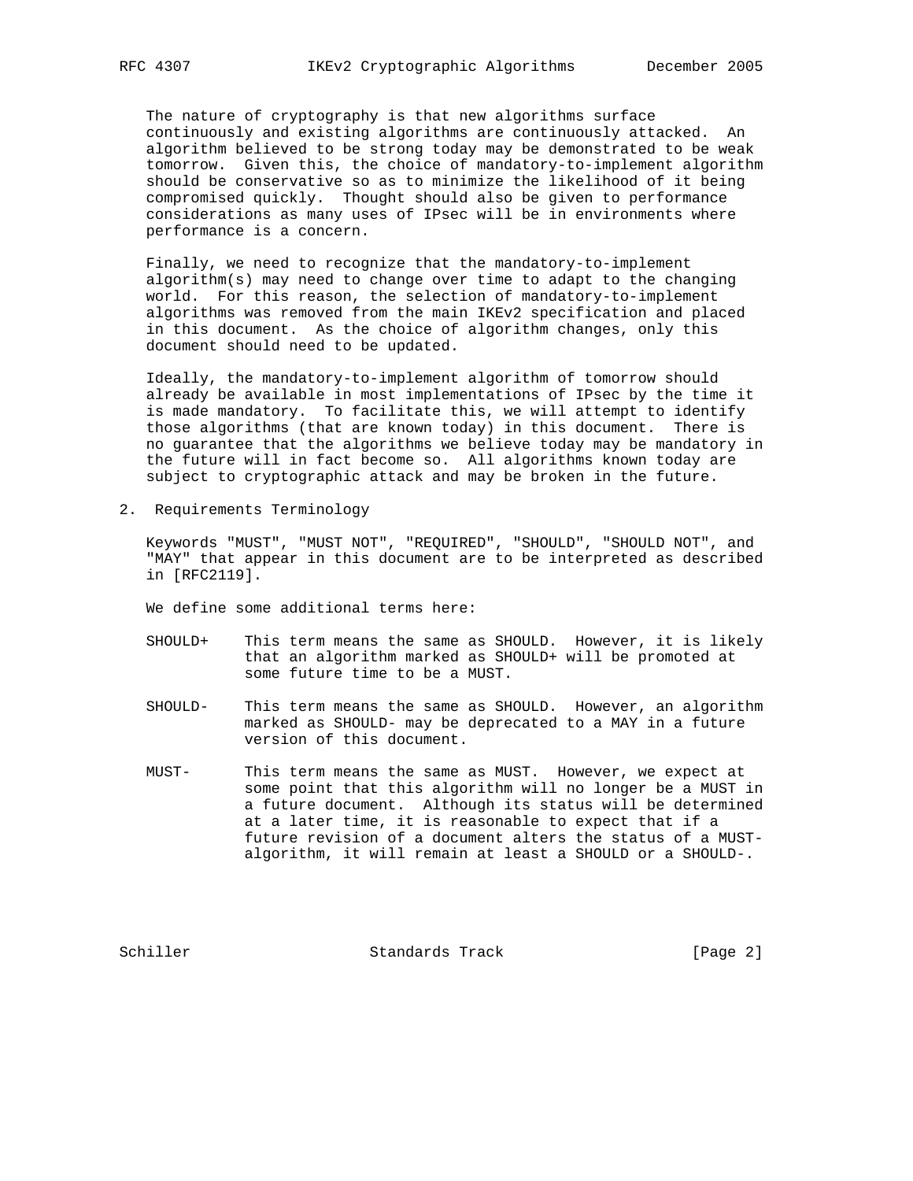The nature of cryptography is that new algorithms surface continuously and existing algorithms are continuously attacked. An algorithm believed to be strong today may be demonstrated to be weak tomorrow. Given this, the choice of mandatory-to-implement algorithm should be conservative so as to minimize the likelihood of it being compromised quickly. Thought should also be given to performance considerations as many uses of IPsec will be in environments where performance is a concern.

Finally, we need to recognize that the mandatory-to-implement algorithm(s) may need to change over time to adapt to the changing world. For this reason, the selection of mandatory-to-implement algorithms was removed from the main IKEv2 specification and placed in this document. As the choice of algorithm changes, only this document should need to be updated.

Ideally, the mandatory-to-implement algorithm of tomorrow should already be available in most implementations of IPsec by the time it is made mandatory. To facilitate this, we will attempt to identify those algorithms (that are known today) in this document. There is no guarantee that the algorithms we believe today may be mandatory in the future will in fact become so. All algorithms known today are subject to cryptographic attack and may be broken in the future.

## 2. Requirements Terminology

Keywords "MUST", "MUST NOT", "REQUIRED", "SHOULD", "SHOULD NOT", and "MAY" that appear in this document are to be interpreted as described in [RFC2119].

We define some additional terms here:

SHOULD+ This term means the same as SHOULD. However, it is likely that an algorithm marked as SHOULD+ will be promoted at some future time to be a MUST.

SHOULD- This term means the same as SHOULD. However, an algorithm marked as SHOULD- may be deprecated to a MAY in a future version of this document.

MUST- This term means the same as MUST. However, we expect at some point that this algorithm will no longer be a MUST in a future document. Although its status will be determined at a later time, it is reasonable to expect that if a future revision of a document alters the status of a MUST- algorithm, it will remain at least a SHOULD or a SHOULD-.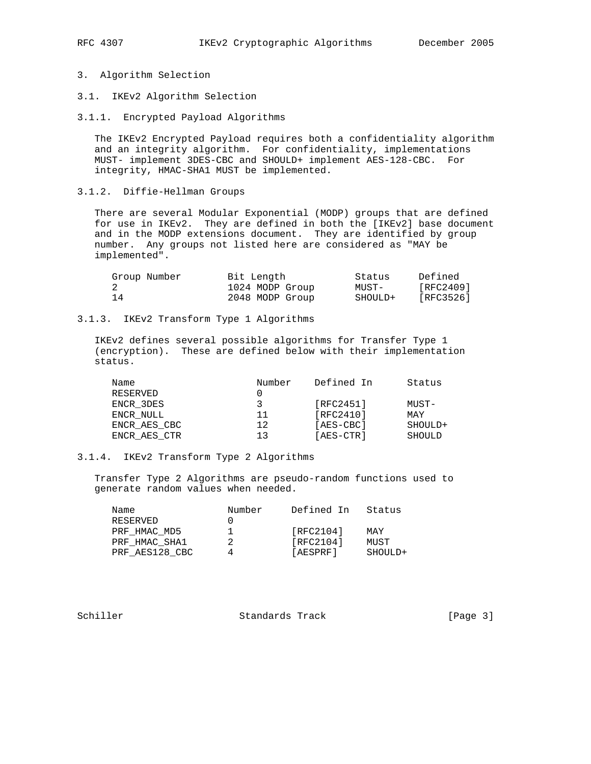# 3. Algorithm Selection

## 3.1. IKEv2 Algorithm Selection

### 3.1.1. Encrypted Payload Algorithms

The IKEv2 Encrypted Payload requires both a confidentiality algorithm and an integrity algorithm. For confidentiality, implementations MUST- implement 3DES-CBC and SHOULD+ implement AES-128-CBC. For integrity, HMAC-SHA1 MUST be implemented.

### 3.1.2. Diffie-Hellman Groups

There are several Modular Exponential (MODP) groups that are defined for use in IKEv2. They are defined in both the [IKEv2] base document and in the MODP extensions document. They are identified by group number. Any groups not listed here are considered as "MAY be implemented".

| Group Number | Bit Length | Status | Defined |
| --- | --- | --- | --- |
| 2 | 1024 MODP Group | MUST- | [RFC2409] |
| 14 | 2048 MODP Group | SHOULD+ | [RFC3526] |

### 3.1.3. IKEv2 Transform Type 1 Algorithms

IKEv2 defines several possible algorithms for Transfer Type 1 (encryption). These are defined below with their implementation status.

| Name | Number | Defined In | Status |
| --- | --- | --- | --- |
| RESERVED | 0 | | |
| ENCR_3DES | 3 | [RFC2451] | MUST- |
| ENCR_NULL | 11 | [RFC2410] | MAY |
| ENCR_AES_CBC | 12 | [AES-CBC] | SHOULD+ |
| ENCR_AES_CTR | 13 | [AES-CTR] | SHOULD |

### 3.1.4. IKEv2 Transform Type 2 Algorithms

Transfer Type 2 Algorithms are pseudo-random functions used to generate random values when needed.

| Name | Number | Defined In | Status |
| --- | --- | --- | --- |
| RESERVED | 0 | | |
| PRF_HMAC_MD5 | 1 | [RFC2104] | MAY |
| PRF_HMAC_SHA1 | 2 | [RFC2104] | MUST |
| PRF_AES128_CBC | 4 | [AESPRF] | SHOULD+ |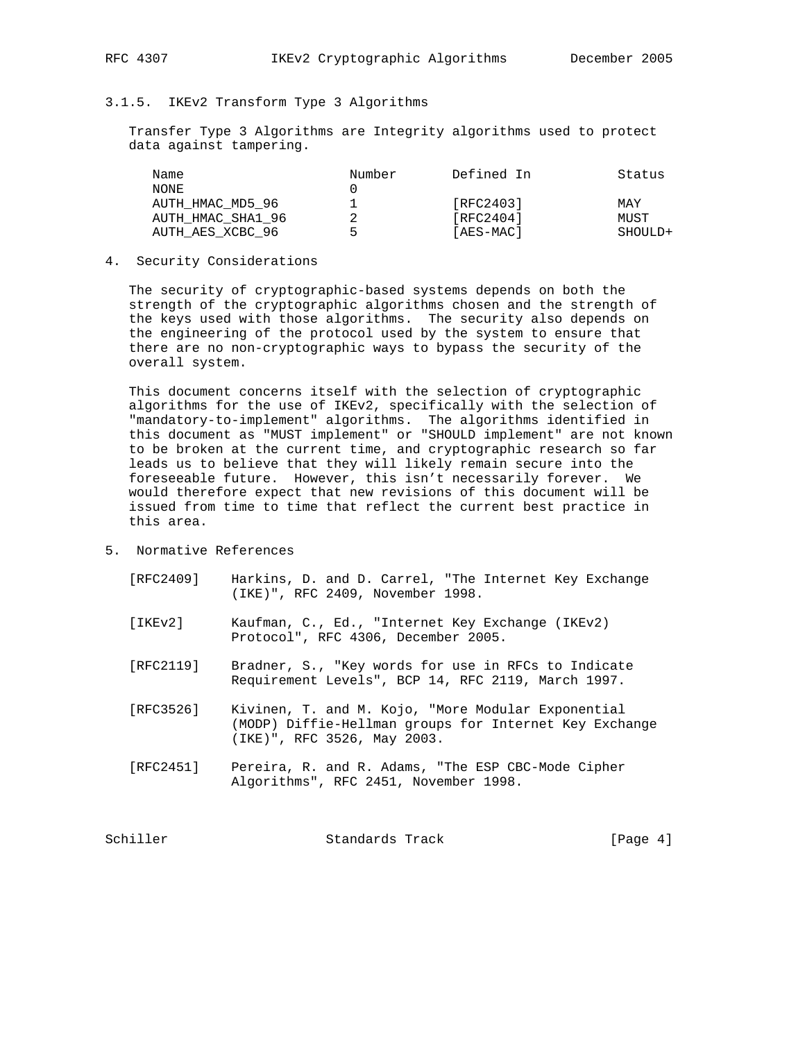### 3.1.5. IKEv2 Transform Type 3 Algorithms

Transfer Type 3 Algorithms are Integrity algorithms used to protect data against tampering.

| Name | Number | Defined In | Status |
|---|---|---|---|
| NONE | 0 | | |
| AUTH_HMAC_MD5_96 | 1 | [RFC2403] | MAY |
| AUTH_HMAC_SHA1_96 | 2 | [RFC2404] | MUST |
| AUTH_AES_XCBC_96 | 5 | [AES-MAC] | SHOULD+ |

## 4. Security Considerations

The security of cryptographic-based systems depends on both the strength of the cryptographic algorithms chosen and the strength of the keys used with those algorithms. The security also depends on the engineering of the protocol used by the system to ensure that there are no non-cryptographic ways to bypass the security of the overall system.

This document concerns itself with the selection of cryptographic algorithms for the use of IKEv2, specifically with the selection of "mandatory-to-implement" algorithms. The algorithms identified in this document as "MUST implement" or "SHOULD implement" are not known to be broken at the current time, and cryptographic research so far leads us to believe that they will likely remain secure into the foreseeable future. However, this isn't necessarily forever. We would therefore expect that new revisions of this document will be issued from time to time that reflect the current best practice in this area.

## 5. Normative References

[RFC2409] Harkins, D. and D. Carrel, "The Internet Key Exchange (IKE)", RFC 2409, November 1998.

[IKEv2] Kaufman, C., Ed., "Internet Key Exchange (IKEv2) Protocol", RFC 4306, December 2005.

[RFC2119] Bradner, S., "Key words for use in RFCs to Indicate Requirement Levels", BCP 14, RFC 2119, March 1997.

[RFC3526] Kivinen, T. and M. Kojo, "More Modular Exponential (MODP) Diffie-Hellman groups for Internet Key Exchange (IKE)", RFC 3526, May 2003.

[RFC2451] Pereira, R. and R. Adams, "The ESP CBC-Mode Cipher Algorithms", RFC 2451, November 1998.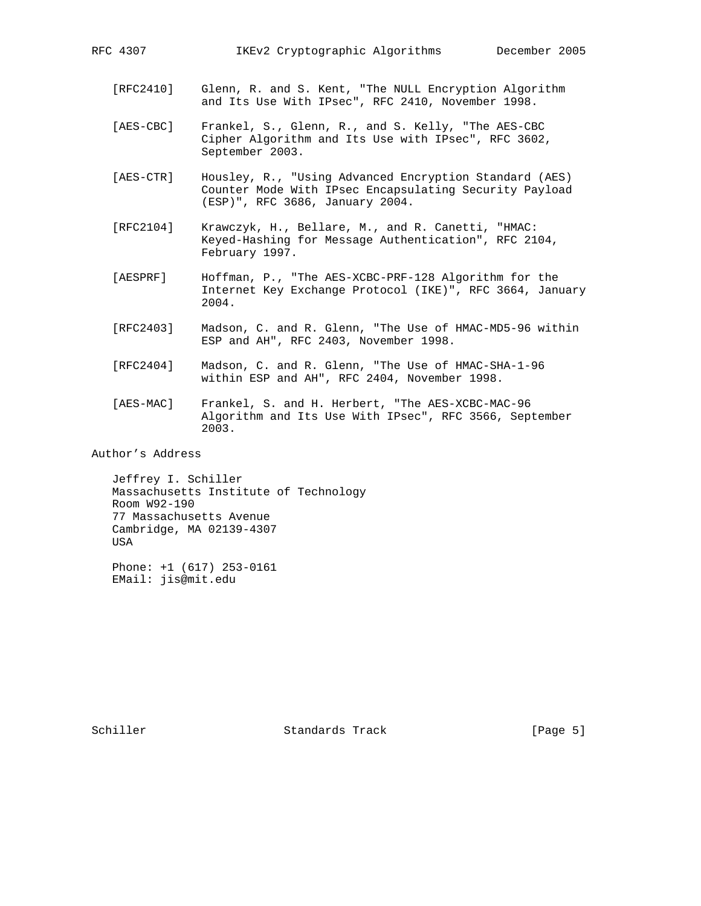[RFC2410] Glenn, R. and S. Kent, "The NULL Encryption Algorithm and Its Use With IPsec", RFC 2410, November 1998.

[AES-CBC] Frankel, S., Glenn, R., and S. Kelly, "The AES-CBC Cipher Algorithm and Its Use with IPsec", RFC 3602, September 2003.

[AES-CTR] Housley, R., "Using Advanced Encryption Standard (AES) Counter Mode With IPsec Encapsulating Security Payload (ESP)", RFC 3686, January 2004.

[RFC2104] Krawczyk, H., Bellare, M., and R. Canetti, "HMAC: Keyed-Hashing for Message Authentication", RFC 2104, February 1997.

[AESPRF] Hoffman, P., "The AES-XCBC-PRF-128 Algorithm for the Internet Key Exchange Protocol (IKE)", RFC 3664, January 2004.

[RFC2403] Madson, C. and R. Glenn, "The Use of HMAC-MD5-96 within ESP and AH", RFC 2403, November 1998.

[RFC2404] Madson, C. and R. Glenn, "The Use of HMAC-SHA-1-96 within ESP and AH", RFC 2404, November 1998.

[AES-MAC] Frankel, S. and H. Herbert, "The AES-XCBC-MAC-96 Algorithm and Its Use With IPsec", RFC 3566, September 2003.

## Author's Address

Jeffrey I. Schiller
Massachusetts Institute of Technology
Room W92-190
77 Massachusetts Avenue
Cambridge, MA 02139-4307
USA

Phone: +1 (617) 253-0161
EMail: jis@mit.edu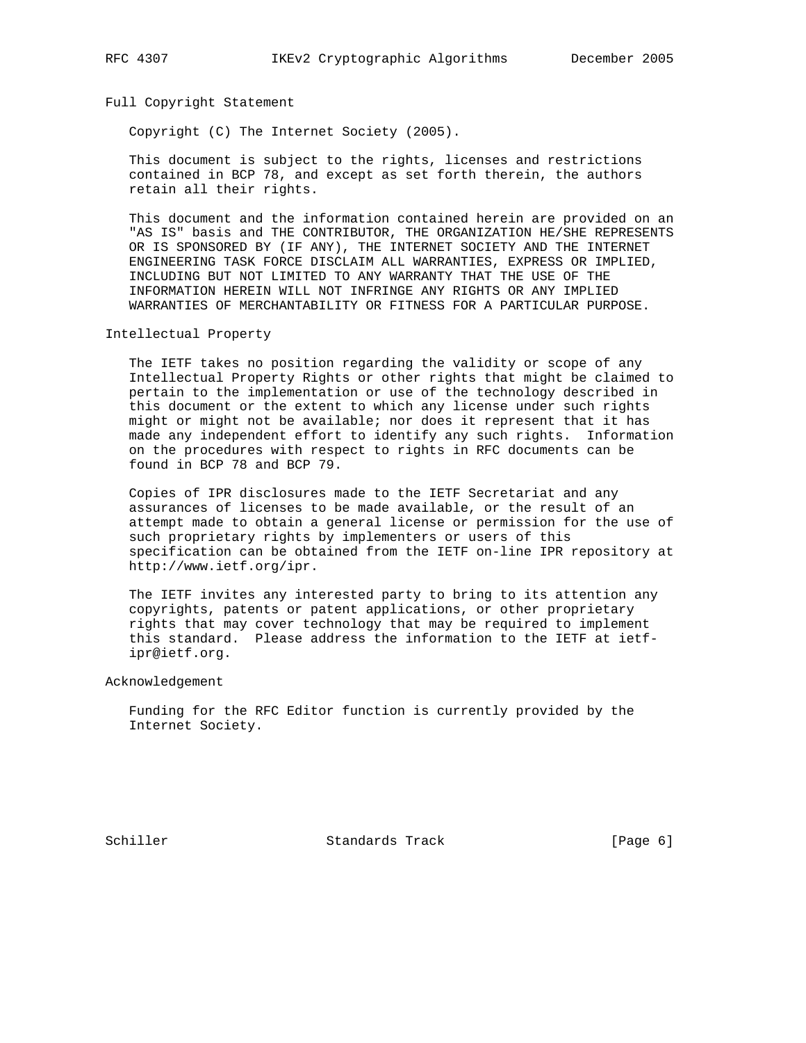## Full Copyright Statement

Copyright (C) The Internet Society (2005).

This document is subject to the rights, licenses and restrictions contained in BCP 78, and except as set forth therein, the authors retain all their rights.

This document and the information contained herein are provided on an "AS IS" basis and THE CONTRIBUTOR, THE ORGANIZATION HE/SHE REPRESENTS OR IS SPONSORED BY (IF ANY), THE INTERNET SOCIETY AND THE INTERNET ENGINEERING TASK FORCE DISCLAIM ALL WARRANTIES, EXPRESS OR IMPLIED, INCLUDING BUT NOT LIMITED TO ANY WARRANTY THAT THE USE OF THE INFORMATION HEREIN WILL NOT INFRINGE ANY RIGHTS OR ANY IMPLIED WARRANTIES OF MERCHANTABILITY OR FITNESS FOR A PARTICULAR PURPOSE.

## Intellectual Property

The IETF takes no position regarding the validity or scope of any Intellectual Property Rights or other rights that might be claimed to pertain to the implementation or use of the technology described in this document or the extent to which any license under such rights might or might not be available; nor does it represent that it has made any independent effort to identify any such rights. Information on the procedures with respect to rights in RFC documents can be found in BCP 78 and BCP 79.

Copies of IPR disclosures made to the IETF Secretariat and any assurances of licenses to be made available, or the result of an attempt made to obtain a general license or permission for the use of such proprietary rights by implementers or users of this specification can be obtained from the IETF on-line IPR repository at http://www.ietf.org/ipr.

The IETF invites any interested party to bring to its attention any copyrights, patents or patent applications, or other proprietary rights that may cover technology that may be required to implement this standard. Please address the information to the IETF at ietf-ipr@ietf.org.

## Acknowledgement

Funding for the RFC Editor function is currently provided by the Internet Society.